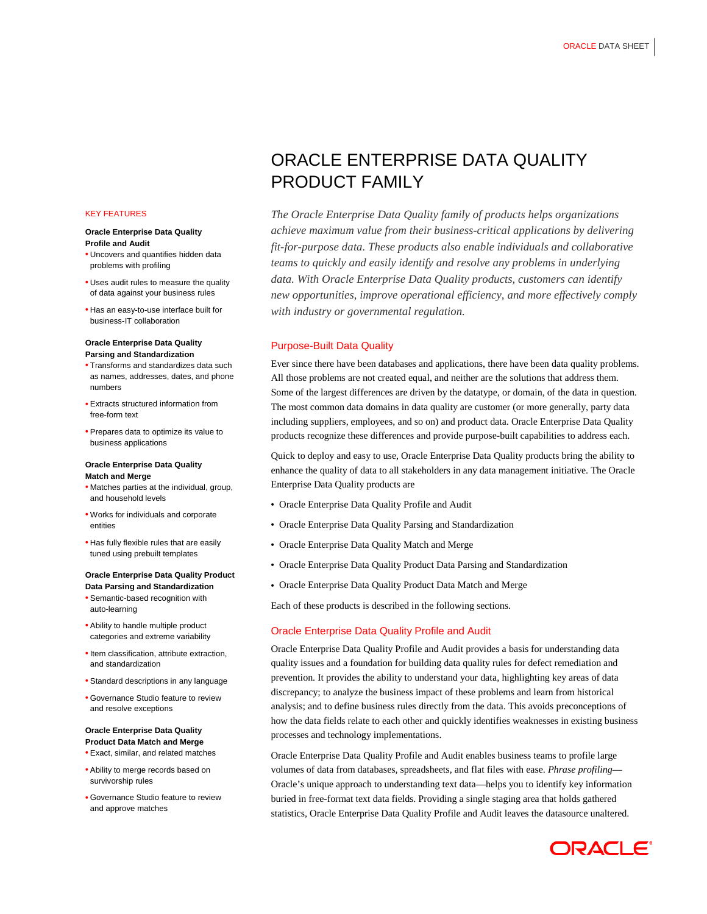# ORACLE ENTERPRISE DATA QUALITY PRODUCT FAMILY

*The Oracle Enterprise Data Quality family of products helps organizations achieve maximum value from their business-critical applications by delivering fit-for-purpose data. These products also enable individuals and collaborative teams to quickly and easily identify and resolve any problems in underlying data. With Oracle Enterprise Data Quality products, customers can identify new opportunities, improve operational efficiency, and more effectively comply with industry or governmental regulation.*

## Purpose-Built Data Quality

Ever since there have been databases and applications, there have been data quality problems. All those problems are not created equal, and neither are the solutions that address them. Some of the largest differences are driven by the datatype, or domain, of the data in question. The most common data domains in data quality are customer (or more generally, party data including suppliers, employees, and so on) and product data. Oracle Enterprise Data Quality products recognize these differences and provide purpose-built capabilities to address each.

Quick to deploy and easy to use, Oracle Enterprise Data Quality products bring the ability to enhance the quality of data to all stakeholders in any data management initiative. The Oracle Enterprise Data Quality products are

- Oracle Enterprise Data Quality Profile and Audit
- Oracle Enterprise Data Quality Parsing and Standardization
- Oracle Enterprise Data Quality Match and Merge
- Oracle Enterprise Data Quality Product Data Parsing and Standardization
- Oracle Enterprise Data Quality Product Data Match and Merge

Each of these products is described in the following sections.

## Oracle Enterprise Data Quality Profile and Audit

Oracle Enterprise Data Quality Profile and Audit provides a basis for understanding data quality issues and a foundation for building data quality rules for defect remediation and prevention. It provides the ability to understand your data, highlighting key areas of data discrepancy; to analyze the business impact of these problems and learn from historical analysis; and to define business rules directly from the data. This avoids preconceptions of how the data fields relate to each other and quickly identifies weaknesses in existing business processes and technology implementations.

Oracle Enterprise Data Quality Profile and Audit enables business teams to profile large volumes of data from databases, spreadsheets, and flat files with ease. *Phrase profiling*—Oracle's unique approach to understanding text data—helps you to identify key information buried in free-format text data fields. Providing a single staging area that holds gathered statistics, Oracle Enterprise Data Quality Profile and Audit leaves the datasource unaltered.

### KEY FEATURES

**Oracle Enterprise Data Quality Profile and Audit**

- Uncovers and quantifies hidden data problems with profiling
- Uses audit rules to measure the quality of data against your business rules
- Has an easy-to-use interface built for business-IT collaboration

**Oracle Enterprise Data Quality Parsing and Standardization**

- Transforms and standardizes data such as names, addresses, dates, and phone numbers
- Extracts structured information from free-form text
- Prepares data to optimize its value to business applications

**Oracle Enterprise Data Quality Match and Merge**

- Matches parties at the individual, group, and household levels
- Works for individuals and corporate entities
- Has fully flexible rules that are easily tuned using prebuilt templates

**Oracle Enterprise Data Quality Product Data Parsing and Standardization**

- Semantic-based recognition with auto-learning
- Ability to handle multiple product categories and extreme variability
- Item classification, attribute extraction, and standardization
- Standard descriptions in any language
- Governance Studio feature to review and resolve exceptions

**Oracle Enterprise Data Quality Product Data Match and Merge**

- Exact, similar, and related matches
- Ability to merge records based on survivorship rules
- Governance Studio feature to review and approve matches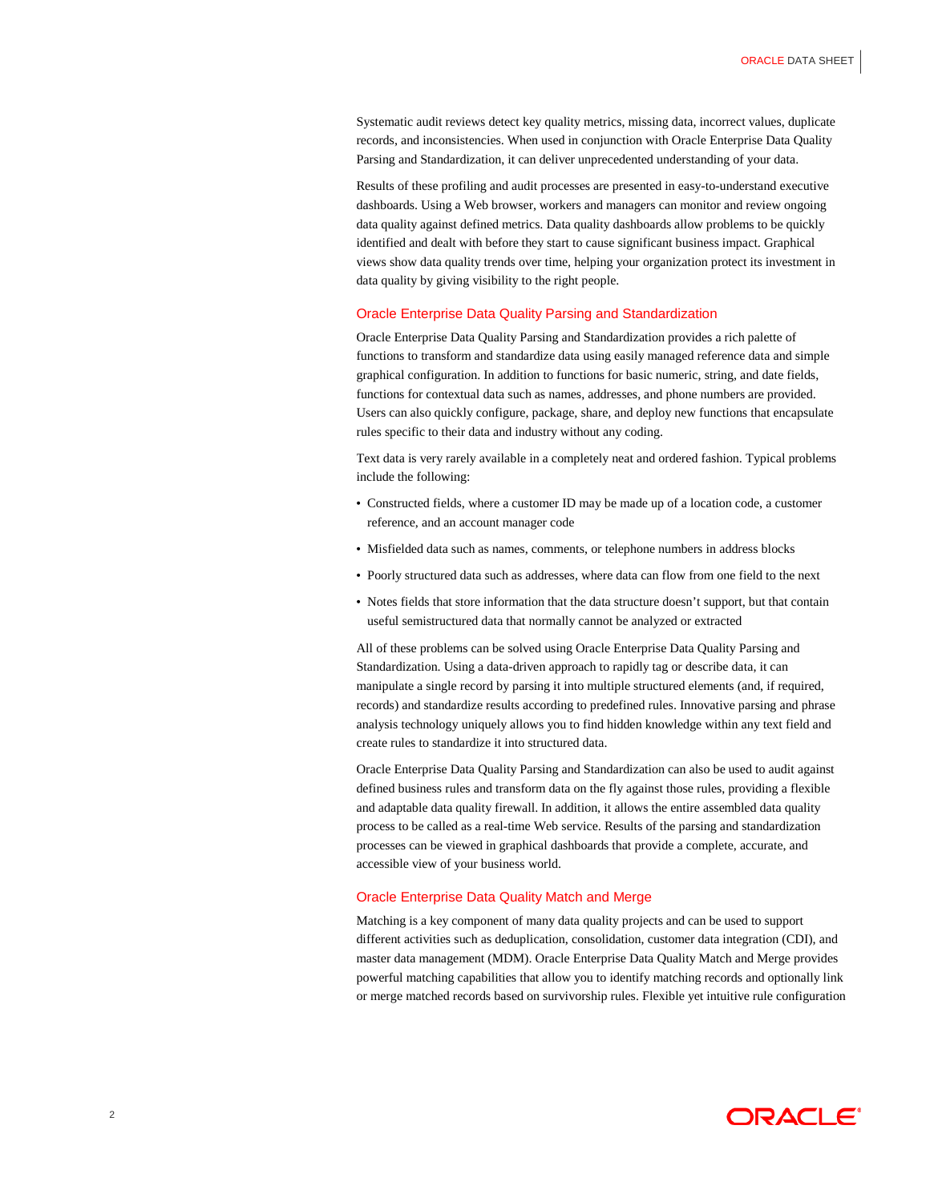Systematic audit reviews detect key quality metrics, missing data, incorrect values, duplicate records, and inconsistencies. When used in conjunction with Oracle Enterprise Data Quality Parsing and Standardization, it can deliver unprecedented understanding of your data.

Results of these profiling and audit processes are presented in easy-to-understand executive dashboards. Using a Web browser, workers and managers can monitor and review ongoing data quality against defined metrics. Data quality dashboards allow problems to be quickly identified and dealt with before they start to cause significant business impact. Graphical views show data quality trends over time, helping your organization protect its investment in data quality by giving visibility to the right people.

## Oracle Enterprise Data Quality Parsing and Standardization

Oracle Enterprise Data Quality Parsing and Standardization provides a rich palette of functions to transform and standardize data using easily managed reference data and simple graphical configuration. In addition to functions for basic numeric, string, and date fields, functions for contextual data such as names, addresses, and phone numbers are provided. Users can also quickly configure, package, share, and deploy new functions that encapsulate rules specific to their data and industry without any coding.

Text data is very rarely available in a completely neat and ordered fashion. Typical problems include the following:

- Constructed fields, where a customer ID may be made up of a location code, a customer reference, and an account manager code
- Misfielded data such as names, comments, or telephone numbers in address blocks
- Poorly structured data such as addresses, where data can flow from one field to the next
- Notes fields that store information that the data structure doesn't support, but that contain useful semistructured data that normally cannot be analyzed or extracted

All of these problems can be solved using Oracle Enterprise Data Quality Parsing and Standardization. Using a data-driven approach to rapidly tag or describe data, it can manipulate a single record by parsing it into multiple structured elements (and, if required, records) and standardize results according to predefined rules. Innovative parsing and phrase analysis technology uniquely allows you to find hidden knowledge within any text field and create rules to standardize it into structured data.

Oracle Enterprise Data Quality Parsing and Standardization can also be used to audit against defined business rules and transform data on the fly against those rules, providing a flexible and adaptable data quality firewall. In addition, it allows the entire assembled data quality process to be called as a real-time Web service. Results of the parsing and standardization processes can be viewed in graphical dashboards that provide a complete, accurate, and accessible view of your business world.

## Oracle Enterprise Data Quality Match and Merge

Matching is a key component of many data quality projects and can be used to support different activities such as deduplication, consolidation, customer data integration (CDI), and master data management (MDM). Oracle Enterprise Data Quality Match and Merge provides powerful matching capabilities that allow you to identify matching records and optionally link or merge matched records based on survivorship rules. Flexible yet intuitive rule configuration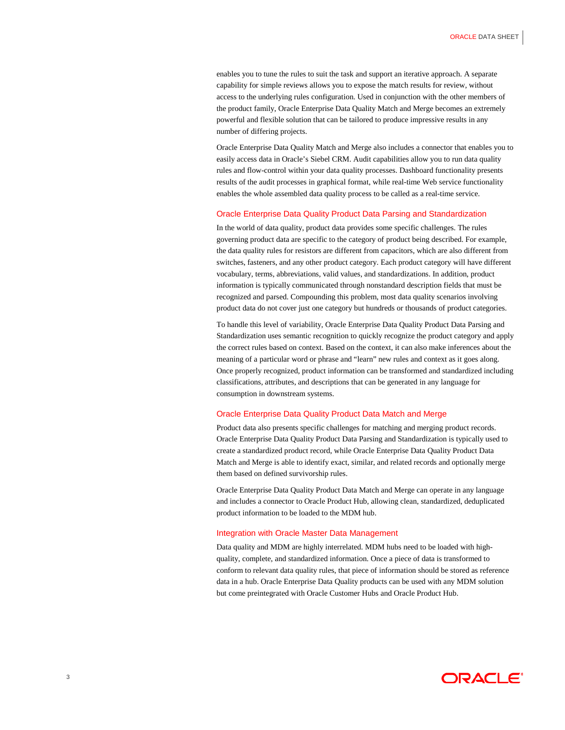enables you to tune the rules to suit the task and support an iterative approach. A separate capability for simple reviews allows you to expose the match results for review, without access to the underlying rules configuration. Used in conjunction with the other members of the product family, Oracle Enterprise Data Quality Match and Merge becomes an extremely powerful and flexible solution that can be tailored to produce impressive results in any number of differing projects.

Oracle Enterprise Data Quality Match and Merge also includes a connector that enables you to easily access data in Oracle's Siebel CRM. Audit capabilities allow you to run data quality rules and flow-control within your data quality processes. Dashboard functionality presents results of the audit processes in graphical format, while real-time Web service functionality enables the whole assembled data quality process to be called as a real-time service.

### Oracle Enterprise Data Quality Product Data Parsing and Standardization

In the world of data quality, product data provides some specific challenges. The rules governing product data are specific to the category of product being described. For example, the data quality rules for resistors are different from capacitors, which are also different from switches, fasteners, and any other product category. Each product category will have different vocabulary, terms, abbreviations, valid values, and standardizations. In addition, product information is typically communicated through nonstandard description fields that must be recognized and parsed. Compounding this problem, most data quality scenarios involving product data do not cover just one category but hundreds or thousands of product categories.

To handle this level of variability, Oracle Enterprise Data Quality Product Data Parsing and Standardization uses semantic recognition to quickly recognize the product category and apply the correct rules based on context. Based on the context, it can also make inferences about the meaning of a particular word or phrase and "learn" new rules and context as it goes along. Once properly recognized, product information can be transformed and standardized including classifications, attributes, and descriptions that can be generated in any language for consumption in downstream systems.

### Oracle Enterprise Data Quality Product Data Match and Merge

Product data also presents specific challenges for matching and merging product records. Oracle Enterprise Data Quality Product Data Parsing and Standardization is typically used to create a standardized product record, while Oracle Enterprise Data Quality Product Data Match and Merge is able to identify exact, similar, and related records and optionally merge them based on defined survivorship rules.

Oracle Enterprise Data Quality Product Data Match and Merge can operate in any language and includes a connector to Oracle Product Hub, allowing clean, standardized, deduplicated product information to be loaded to the MDM hub.

### Integration with Oracle Master Data Management

Data quality and MDM are highly interrelated. MDM hubs need to be loaded with high-quality, complete, and standardized information. Once a piece of data is transformed to conform to relevant data quality rules, that piece of information should be stored as reference data in a hub. Oracle Enterprise Data Quality products can be used with any MDM solution but come preintegrated with Oracle Customer Hubs and Oracle Product Hub.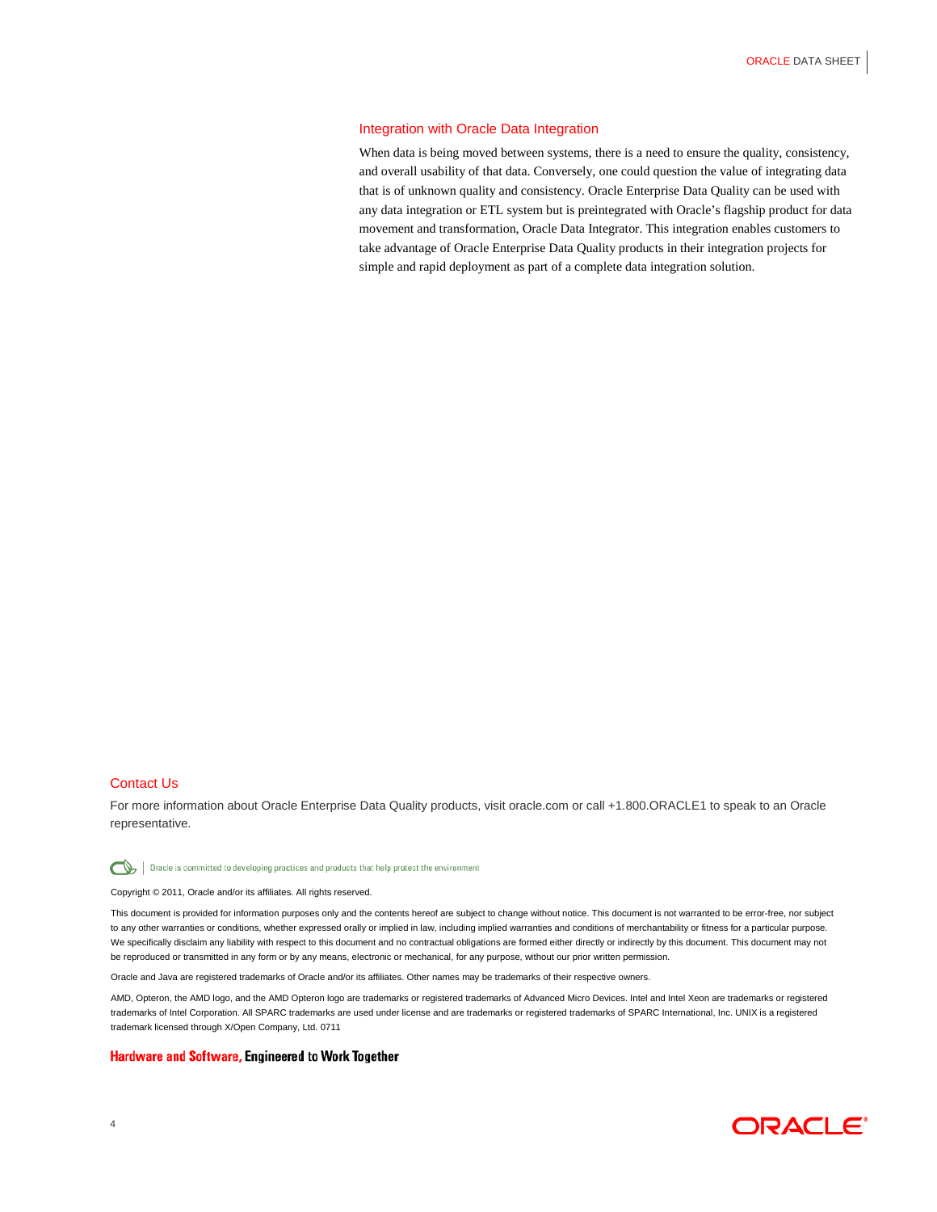## Integration with Oracle Data Integration

When data is being moved between systems, there is a need to ensure the quality, consistency, and overall usability of that data. Conversely, one could question the value of integrating data that is of unknown quality and consistency. Oracle Enterprise Data Quality can be used with any data integration or ETL system but is preintegrated with Oracle's flagship product for data movement and transformation, Oracle Data Integrator. This integration enables customers to take advantage of Oracle Enterprise Data Quality products in their integration projects for simple and rapid deployment as part of a complete data integration solution.

## Contact Us

For more information about Oracle Enterprise Data Quality products, visit oracle.com or call +1.800.ORACLE1 to speak to an Oracle representative.

Oracle is committed to developing practices and products that help protect the environment

Copyright © 2011, Oracle and/or its affiliates. All rights reserved.

This document is provided for information purposes only and the contents hereof are subject to change without notice. This document is not warranted to be error-free, nor subject to any other warranties or conditions, whether expressed orally or implied in law, including implied warranties and conditions of merchantability or fitness for a particular purpose. We specifically disclaim any liability with respect to this document and no contractual obligations are formed either directly or indirectly by this document. This document may not be reproduced or transmitted in any form or by any means, electronic or mechanical, for any purpose, without our prior written permission.

Oracle and Java are registered trademarks of Oracle and/or its affiliates. Other names may be trademarks of their respective owners.

AMD, Opteron, the AMD logo, and the AMD Opteron logo are trademarks or registered trademarks of Advanced Micro Devices. Intel and Intel Xeon are trademarks or registered trademarks of Intel Corporation. All SPARC trademarks are used under license and are trademarks or registered trademarks of SPARC International, Inc. UNIX is a registered trademark licensed through X/Open Company, Ltd. 0711

**Hardware and Software, Engineered to Work Together**